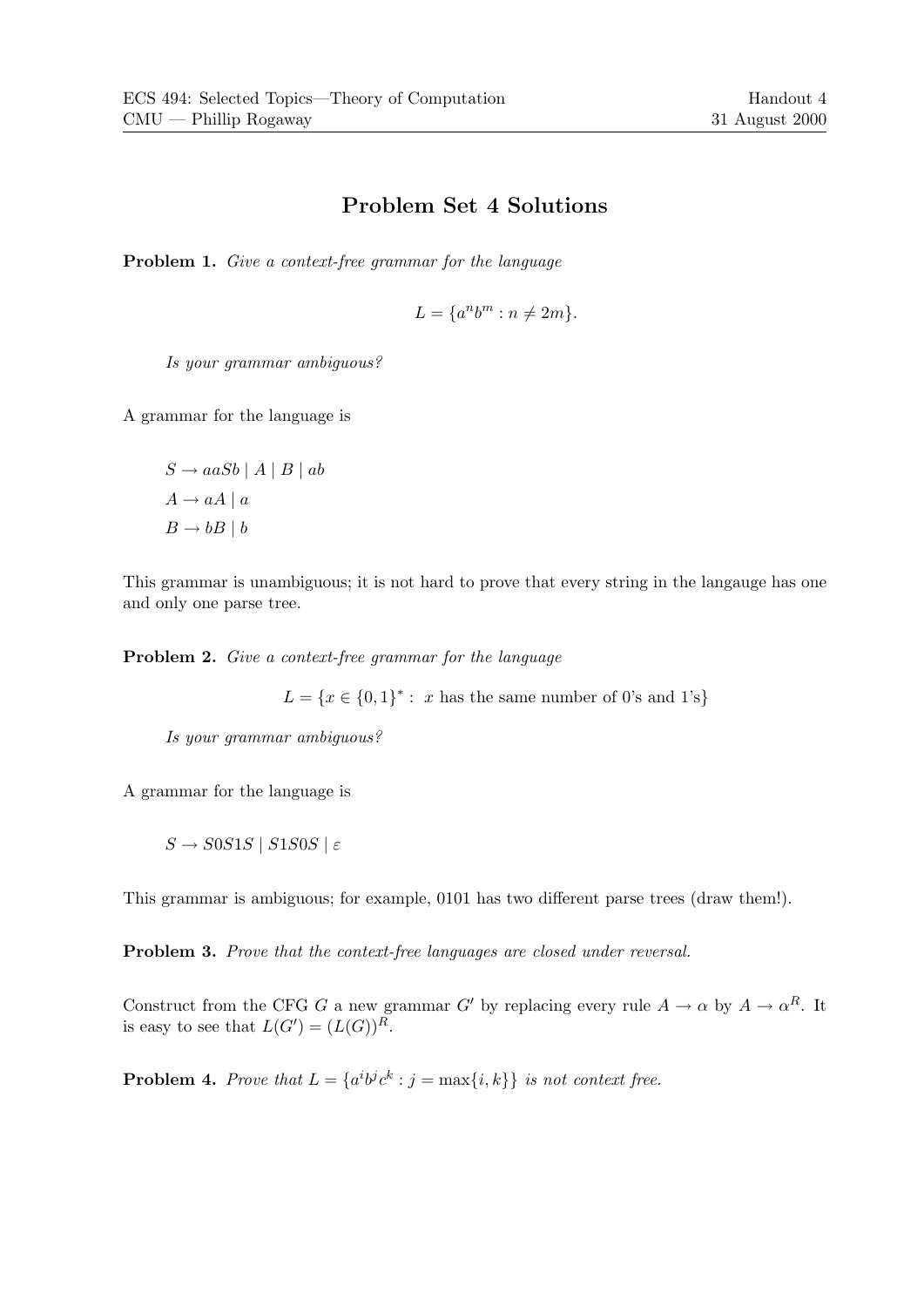# Problem Set 4 Solutions

**Problem 1.** *Give a context-free grammar for the language*

$$L = \{a^n b^m : n \neq 2m\}.$$

*Is your grammar ambiguous?*

A grammar for the language is

$S \to aaSb \mid A \mid B \mid ab$

$A \to aA \mid a$

$B \to bB \mid b$

This grammar is unambiguous; it is not hard to prove that every string in the langauge has one and only one parse tree.

**Problem 2.** *Give a context-free grammar for the language*

$$L = \{x \in \{0,1\}^* : \ x \text{ has the same number of 0's and 1's}\}$$

*Is your grammar ambiguous?*

A grammar for the language is

$S \to S0S1S \mid S1S0S \mid \varepsilon$

This grammar is ambiguous; for example, 0101 has two different parse trees (draw them!).

**Problem 3.** *Prove that the context-free languages are closed under reversal.*

Construct from the CFG $G$ a new grammar $G'$ by replacing every rule $A \to \alpha$ by $A \to \alpha^R$. It is easy to see that $L(G') = (L(G))^R$.

**Problem 4.** *Prove that $L = \{a^i b^j c^k : j = \max\{i, k\}\}$ is not context free.*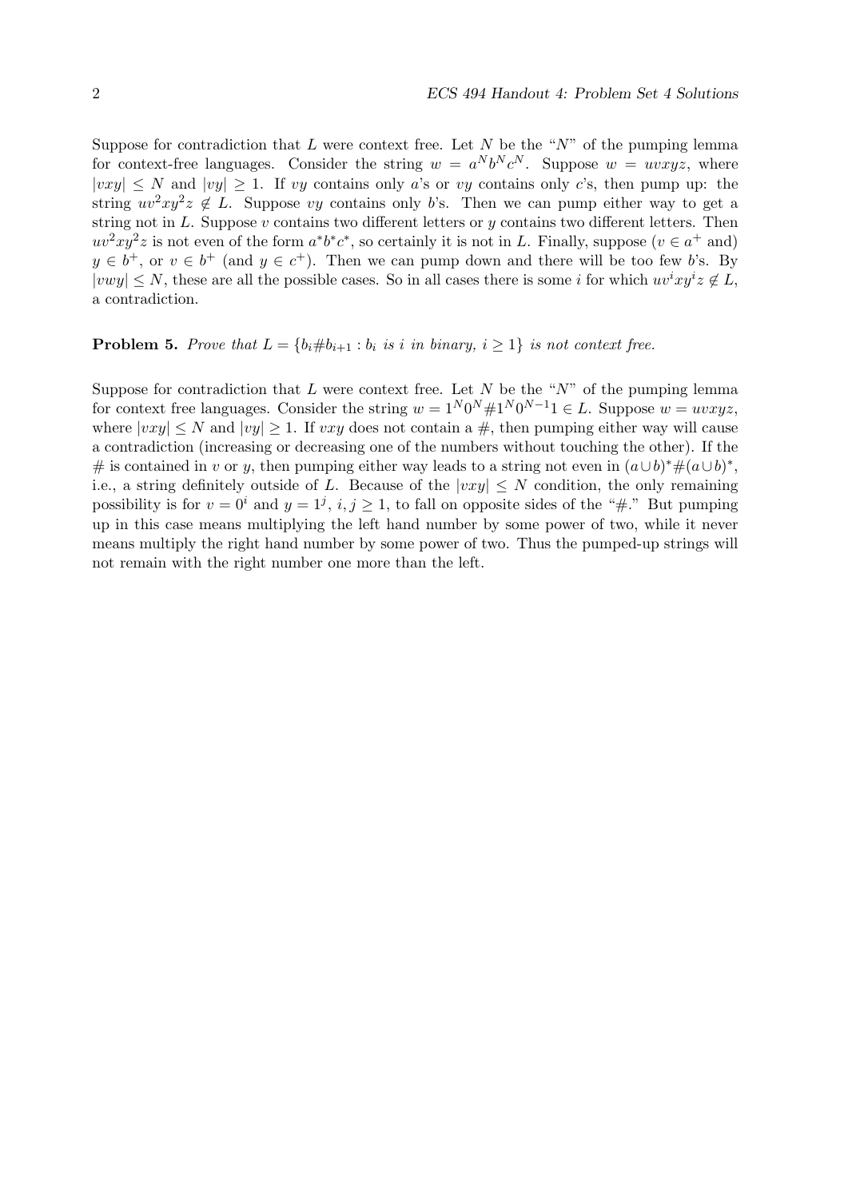Suppose for contradiction that $L$ were context free. Let $N$ be the "$N$" of the pumping lemma for context-free languages. Consider the string $w = a^N b^N c^N$. Suppose $w = uvxyz$, where $|vxy| \leq N$ and $|vy| \geq 1$. If $vy$ contains only $a$'s or $vy$ contains only $c$'s, then pump up: the string $uv^2xy^2z \notin L$. Suppose $vy$ contains only $b$'s. Then we can pump either way to get a string not in $L$. Suppose $v$ contains two different letters or $y$ contains two different letters. Then $uv^2xy^2z$ is not even of the form $a^*b^*c^*$, so certainly it is not in $L$. Finally, suppose ($v \in a^+$ and) $y \in b^+$, or $v \in b^+$ (and $y \in c^+$). Then we can pump down and there will be too few $b$'s. By $|vwy| \leq N$, these are all the possible cases. So in all cases there is some $i$ for which $uv^ixy^iz \notin L$, a contradiction.

**Problem 5.** *Prove that $L = \{b_i\#b_{i+1} : b_i$ is $i$ in binary, $i \geq 1\}$ is not context free.*

Suppose for contradiction that $L$ were context free. Let $N$ be the "$N$" of the pumping lemma for context free languages. Consider the string $w = 1^N 0^N \# 1^N 0^{N-1} 1 \in L$. Suppose $w = uvxyz$, where $|vxy| \leq N$ and $|vy| \geq 1$. If $vxy$ does not contain a #, then pumping either way will cause a contradiction (increasing or decreasing one of the numbers without touching the other). If the # is contained in $v$ or $y$, then pumping either way leads to a string not even in $(a \cup b)^* \# (a \cup b)^*$, i.e., a string definitely outside of $L$. Because of the $|vxy| \leq N$ condition, the only remaining possibility is for $v = 0^i$ and $y = 1^j$, $i, j \geq 1$, to fall on opposite sides of the "#." But pumping up in this case means multiplying the left hand number by some power of two, while it never means multiply the right hand number by some power of two. Thus the pumped-up strings will not remain with the right number one more than the left.